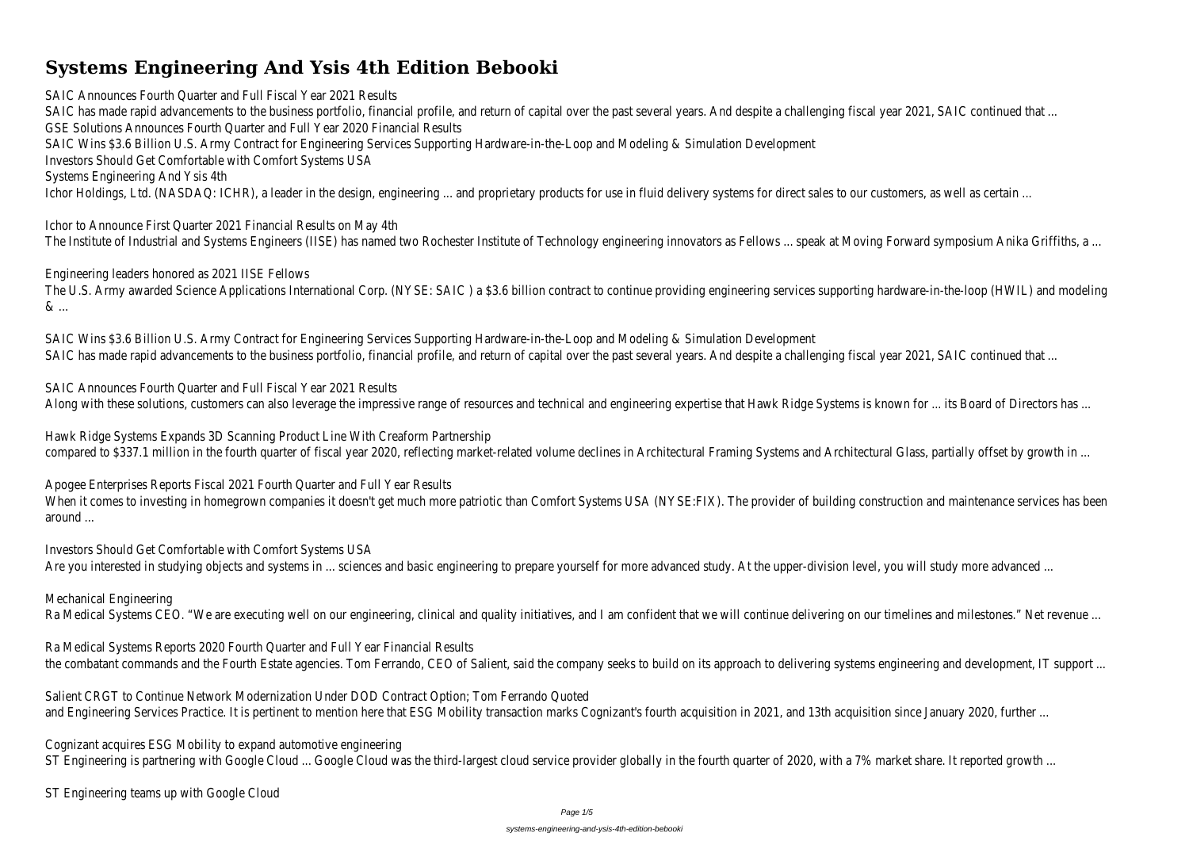# Systems Engineering And Ysis 4th Edition Bebooki

SAIC Announces Fourth Quarter and Full Fiscal Year 2021 Results

SAIC has made rapid advancements to the business portfolio, financial profile, and return of capital over the past several years. And despite a challenging fiscal year 2021, SAIC continued that ...

GSE Solutions Announces Fourth Quarter and Full Year 2020 Financial Results

SAIC Wins $3.6 Billion U.S. Army Contract for Engineering Services Supporting Hardware-in-the-Loop and Modeling & Simulation Development

Investors Should Get Comfortable with Comfort Systems USA

Systems Engineering And Ysis 4th

Ichor Holdings, Ltd. (NASDAQ: ICHR), a leader in the design, engineering ... and proprietary products for use in fluid delivery systems for direct sales to our customers, as well as certain ...

Ichor to Announce First Quarter 2021 Financial Results on May 4th

The Institute of Industrial and Systems Engineers (IISE) has named two Rochester Institute of Technology engineering innovators as Fellows ... speak at Moving Forward symposium Anika Griffiths, a ...

Engineering leaders honored as 2021 IISE Fellows

The U.S. Army awarded Science Applications International Corp. (NYSE: SAIC ) a $3.6 billion contract to continue providing engineering services supporting hardware-in-the-loop (HWIL) and modeling & ...

SAIC Wins $3.6 Billion U.S. Army Contract for Engineering Services Supporting Hardware-in-the-Loop and Modeling & Simulation Development

SAIC has made rapid advancements to the business portfolio, financial profile, and return of capital over the past several years. And despite a challenging fiscal year 2021, SAIC continued that ...

SAIC Announces Fourth Quarter and Full Fiscal Year 2021 Results

Along with these solutions, customers can also leverage the impressive range of resources and technical and engineering expertise that Hawk Ridge Systems is known for ... its Board of Directors has ...

Hawk Ridge Systems Expands 3D Scanning Product Line With Creaform Partnership

compared to $337.1 million in the fourth quarter of fiscal year 2020, reflecting market-related volume declines in Architectural Framing Systems and Architectural Glass, partially offset by growth in ...

Apogee Enterprises Reports Fiscal 2021 Fourth Quarter and Full Year Results

When it comes to investing in homegrown companies it doesn't get much more patriotic than Comfort Systems USA (NYSE:FIX). The provider of building construction and maintenance services has been around ...

Investors Should Get Comfortable with Comfort Systems USA

Are you interested in studying objects and systems in ... sciences and basic engineering to prepare yourself for more advanced study. At the upper-division level, you will study more advanced ...

Mechanical Engineering

Ra Medical Systems CEO. "We are executing well on our engineering, clinical and quality initiatives, and I am confident that we will continue delivering on our timelines and milestones." Net revenue ...

Ra Medical Systems Reports 2020 Fourth Quarter and Full Year Financial Results

the combatant commands and the Fourth Estate agencies. Tom Ferrando, CEO of Salient, said the company seeks to build on its approach to delivering systems engineering and development, IT support ...

Salient CRGT to Continue Network Modernization Under DOD Contract Option; Tom Ferrando Quoted

and Engineering Services Practice. It is pertinent to mention here that ESG Mobility transaction marks Cognizant's fourth acquisition in 2021, and 13th acquisition since January 2020, further ...

Cognizant acquires ESG Mobility to expand automotive engineering

ST Engineering is partnering with Google Cloud ... Google Cloud was the third-largest cloud service provider globally in the fourth quarter of 2020, with a 7% market share. It reported growth ...

ST Engineering teams up with Google Cloud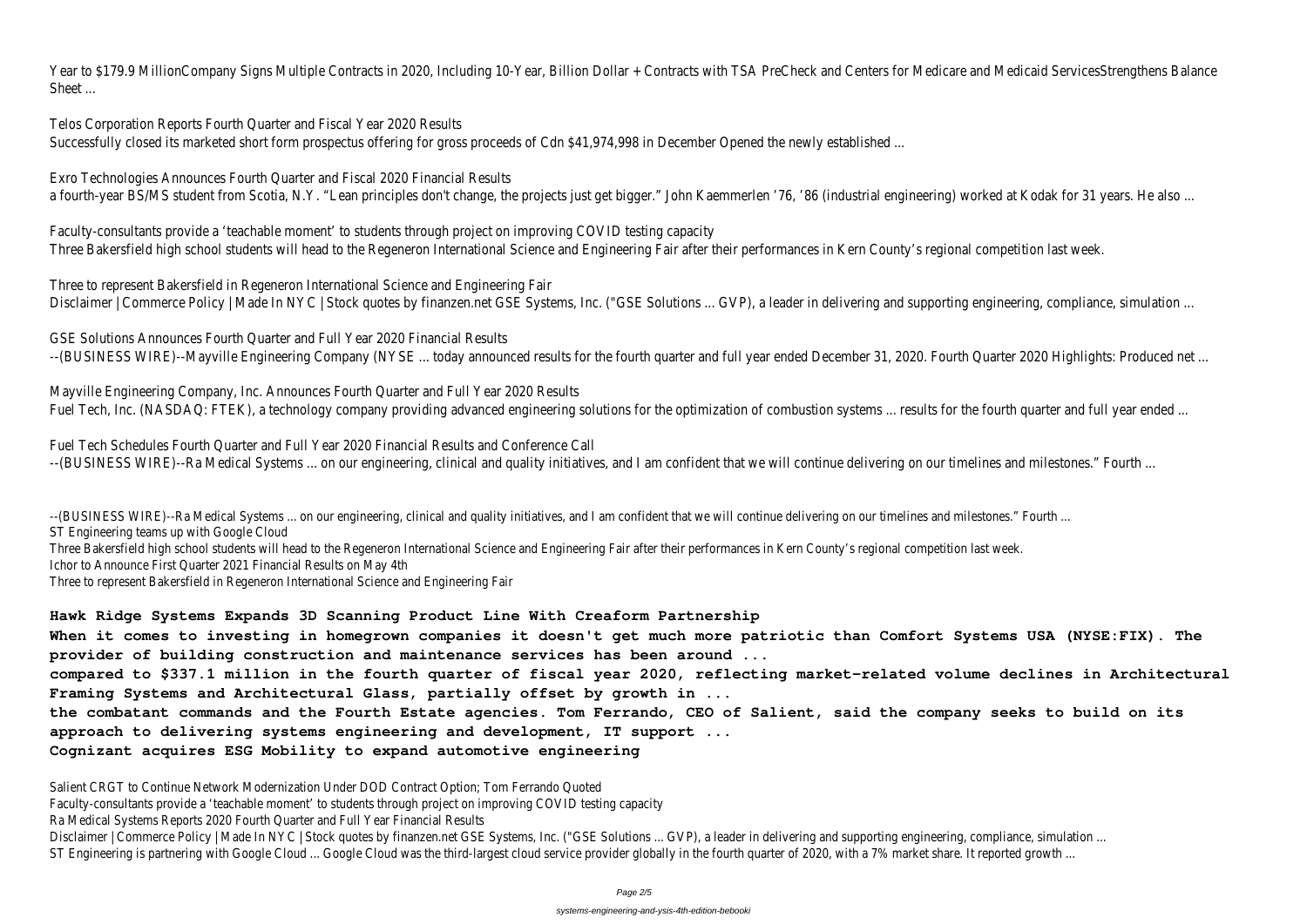Year to $179.9 MillionCompany Signs Multiple Contracts in 2020, Including 10-Year, Billion Dollar + Contracts with TSA PreCheck and Centers for Medicare and Medicaid ServicesStrengthens Balance Sheet ...

Telos Corporation Reports Fourth Quarter and Fiscal Year 2020 Results
Successfully closed its marketed short form prospectus offering for gross proceeds of Cdn $41,974,998 in December Opened the newly established ...

Exro Technologies Announces Fourth Quarter and Fiscal 2020 Financial Results
a fourth-year BS/MS student from Scotia, N.Y. “Lean principles don't change, the projects just get bigger.” John Kaemmerlen ’76, ’86 (industrial engineering) worked at Kodak for 31 years. He also ...

Faculty-consultants provide a ‘teachable moment’ to students through project on improving COVID testing capacity
Three Bakersfield high school students will head to the Regeneron International Science and Engineering Fair after their performances in Kern County’s regional competition last week.

Three to represent Bakersfield in Regeneron International Science and Engineering Fair
Disclaimer | Commerce Policy | Made In NYC | Stock quotes by finanzen.net GSE Systems, Inc. ("GSE Solutions ... GVP), a leader in delivering and supporting engineering, compliance, simulation ...

GSE Solutions Announces Fourth Quarter and Full Year 2020 Financial Results
--(BUSINESS WIRE)--Mayville Engineering Company (NYSE ... today announced results for the fourth quarter and full year ended December 31, 2020. Fourth Quarter 2020 Highlights: Produced net ...

Mayville Engineering Company, Inc. Announces Fourth Quarter and Full Year 2020 Results
Fuel Tech, Inc. (NASDAQ: FTEK), a technology company providing advanced engineering solutions for the optimization of combustion systems ... results for the fourth quarter and full year ended ...

Fuel Tech Schedules Fourth Quarter and Full Year 2020 Financial Results and Conference Call
--(BUSINESS WIRE)--Ra Medical Systems ... on our engineering, clinical and quality initiatives, and I am confident that we will continue delivering on our timelines and milestones.” Fourth ...

--(BUSINESS WIRE)--Ra Medical Systems ... on our engineering, clinical and quality initiatives, and I am confident that we will continue delivering on our timelines and milestones.” Fourth ...
ST Engineering teams up with Google Cloud
Three Bakersfield high school students will head to the Regeneron International Science and Engineering Fair after their performances in Kern County’s regional competition last week.
Ichor to Announce First Quarter 2021 Financial Results on May 4th
Three to represent Bakersfield in Regeneron International Science and Engineering Fair

**Hawk Ridge Systems Expands 3D Scanning Product Line With Creaform Partnership**
**When it comes to investing in homegrown companies it doesn't get much more patriotic than Comfort Systems USA (NYSE:FIX). The provider of building construction and maintenance services has been around ...**
**compared to $337.1 million in the fourth quarter of fiscal year 2020, reflecting market-related volume declines in Architectural Framing Systems and Architectural Glass, partially offset by growth in ...**
**the combatant commands and the Fourth Estate agencies. Tom Ferrando, CEO of Salient, said the company seeks to build on its approach to delivering systems engineering and development, IT support ...**
**Cognizant acquires ESG Mobility to expand automotive engineering**

Salient CRGT to Continue Network Modernization Under DOD Contract Option; Tom Ferrando Quoted
Faculty-consultants provide a ‘teachable moment’ to students through project on improving COVID testing capacity
Ra Medical Systems Reports 2020 Fourth Quarter and Full Year Financial Results
Disclaimer | Commerce Policy | Made In NYC | Stock quotes by finanzen.net GSE Systems, Inc. ("GSE Solutions ... GVP), a leader in delivering and supporting engineering, compliance, simulation ...
ST Engineering is partnering with Google Cloud ... Google Cloud was the third-largest cloud service provider globally in the fourth quarter of 2020, with a 7% market share. It reported growth ...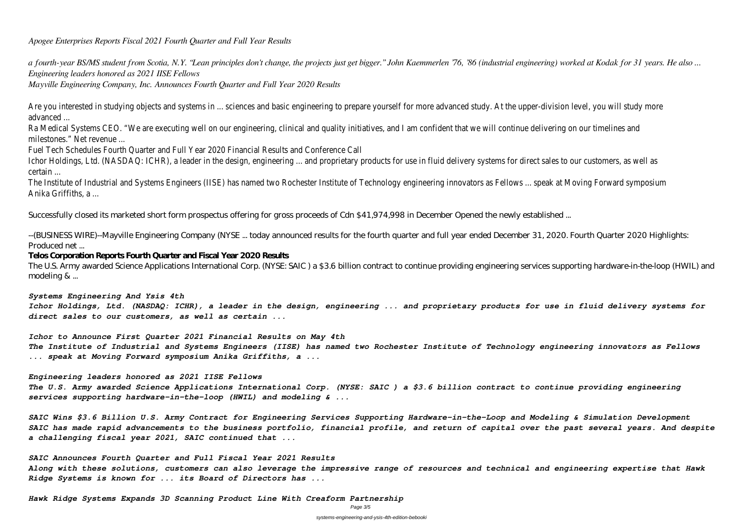*Apogee Enterprises Reports Fiscal 2021 Fourth Quarter and Full Year Results*

*a fourth-year BS/MS student from Scotia, N.Y. "Lean principles don't change, the projects just get bigger." John Kaemmerlen '76, '86 (industrial engineering) worked at Kodak for 31 years. He also ...*
*Engineering leaders honored as 2021 IISE Fellows*
*Mayville Engineering Company, Inc. Announces Fourth Quarter and Full Year 2020 Results*

Are you interested in studying objects and systems in ... sciences and basic engineering to prepare yourself for more advanced study. At the upper-division level, you will study more advanced ...

Ra Medical Systems CEO. "We are executing well on our engineering, clinical and quality initiatives, and I am confident that we will continue delivering on our timelines and milestones." Net revenue ...

Fuel Tech Schedules Fourth Quarter and Full Year 2020 Financial Results and Conference Call

Ichor Holdings, Ltd. (NASDAQ: ICHR), a leader in the design, engineering ... and proprietary products for use in fluid delivery systems for direct sales to our customers, as well as certain ...

The Institute of Industrial and Systems Engineers (IISE) has named two Rochester Institute of Technology engineering innovators as Fellows ... speak at Moving Forward symposium Anika Griffiths, a ...

Successfully closed its marketed short form prospectus offering for gross proceeds of Cdn $41,974,998 in December Opened the newly established ...

--(BUSINESS WIRE)--Mayville Engineering Company (NYSE ... today announced results for the fourth quarter and full year ended December 31, 2020. Fourth Quarter 2020 Highlights: Produced net ...

**Telos Corporation Reports Fourth Quarter and Fiscal Year 2020 Results**

The U.S. Army awarded Science Applications International Corp. (NYSE: SAIC ) a $3.6 billion contract to continue providing engineering services supporting hardware-in-the-loop (HWIL) and modeling & ...

***Systems Engineering And Ysis 4th***

***Ichor Holdings, Ltd. (NASDAQ: ICHR), a leader in the design, engineering ... and proprietary products for use in fluid delivery systems for direct sales to our customers, as well as certain ...***

***Ichor to Announce First Quarter 2021 Financial Results on May 4th***

***The Institute of Industrial and Systems Engineers (IISE) has named two Rochester Institute of Technology engineering innovators as Fellows ... speak at Moving Forward symposium Anika Griffiths, a ...***

***Engineering leaders honored as 2021 IISE Fellows***

***The U.S. Army awarded Science Applications International Corp. (NYSE: SAIC ) a $3.6 billion contract to continue providing engineering services supporting hardware-in-the-loop (HWIL) and modeling & ...***

***SAIC Wins $3.6 Billion U.S. Army Contract for Engineering Services Supporting Hardware-in-the-Loop and Modeling & Simulation Development***

***SAIC has made rapid advancements to the business portfolio, financial profile, and return of capital over the past several years. And despite a challenging fiscal year 2021, SAIC continued that ...***

***SAIC Announces Fourth Quarter and Full Fiscal Year 2021 Results***

***Along with these solutions, customers can also leverage the impressive range of resources and technical and engineering expertise that Hawk Ridge Systems is known for ... its Board of Directors has ...***

***Hawk Ridge Systems Expands 3D Scanning Product Line With Creaform Partnership***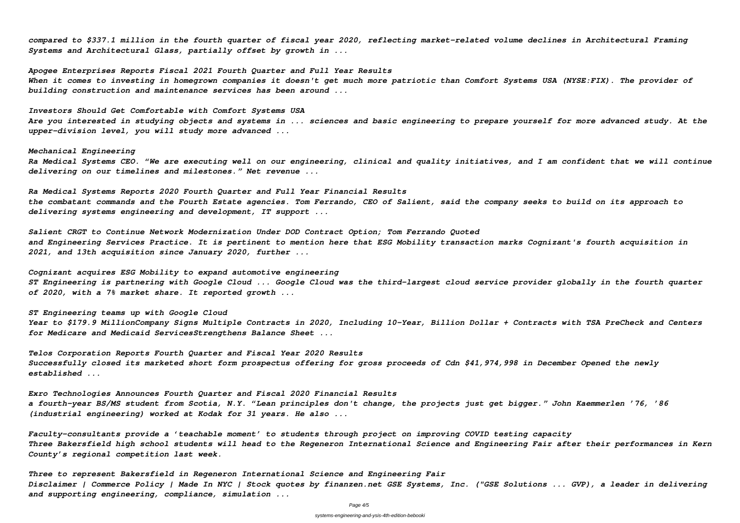*compared to $337.1 million in the fourth quarter of fiscal year 2020, reflecting market-related volume declines in Architectural Framing Systems and Architectural Glass, partially offset by growth in ...*

*Apogee Enterprises Reports Fiscal 2021 Fourth Quarter and Full Year Results*
*When it comes to investing in homegrown companies it doesn't get much more patriotic than Comfort Systems USA (NYSE:FIX). The provider of building construction and maintenance services has been around ...*

*Investors Should Get Comfortable with Comfort Systems USA*
*Are you interested in studying objects and systems in ... sciences and basic engineering to prepare yourself for more advanced study. At the upper-division level, you will study more advanced ...*

*Mechanical Engineering*
*Ra Medical Systems CEO. "We are executing well on our engineering, clinical and quality initiatives, and I am confident that we will continue delivering on our timelines and milestones." Net revenue ...*

*Ra Medical Systems Reports 2020 Fourth Quarter and Full Year Financial Results*
*the combatant commands and the Fourth Estate agencies. Tom Ferrando, CEO of Salient, said the company seeks to build on its approach to delivering systems engineering and development, IT support ...*

*Salient CRGT to Continue Network Modernization Under DOD Contract Option; Tom Ferrando Quoted*
*and Engineering Services Practice. It is pertinent to mention here that ESG Mobility transaction marks Cognizant's fourth acquisition in 2021, and 13th acquisition since January 2020, further ...*

*Cognizant acquires ESG Mobility to expand automotive engineering*
*ST Engineering is partnering with Google Cloud ... Google Cloud was the third-largest cloud service provider globally in the fourth quarter of 2020, with a 7% market share. It reported growth ...*

*ST Engineering teams up with Google Cloud*
*Year to $179.9 MillionCompany Signs Multiple Contracts in 2020, Including 10-Year, Billion Dollar + Contracts with TSA PreCheck and Centers for Medicare and Medicaid ServicesStrengthens Balance Sheet ...*

*Telos Corporation Reports Fourth Quarter and Fiscal Year 2020 Results*
*Successfully closed its marketed short form prospectus offering for gross proceeds of Cdn $41,974,998 in December Opened the newly established ...*

*Exro Technologies Announces Fourth Quarter and Fiscal 2020 Financial Results*
*a fourth-year BS/MS student from Scotia, N.Y. "Lean principles don't change, the projects just get bigger." John Kaemmerlen '76, '86 (industrial engineering) worked at Kodak for 31 years. He also ...*

*Faculty-consultants provide a 'teachable moment' to students through project on improving COVID testing capacity*
*Three Bakersfield high school students will head to the Regeneron International Science and Engineering Fair after their performances in Kern County's regional competition last week.*

*Three to represent Bakersfield in Regeneron International Science and Engineering Fair*
*Disclaimer | Commerce Policy | Made In NYC | Stock quotes by finanzen.net GSE Systems, Inc. ("GSE Solutions ... GVP), a leader in delivering and supporting engineering, compliance, simulation ...*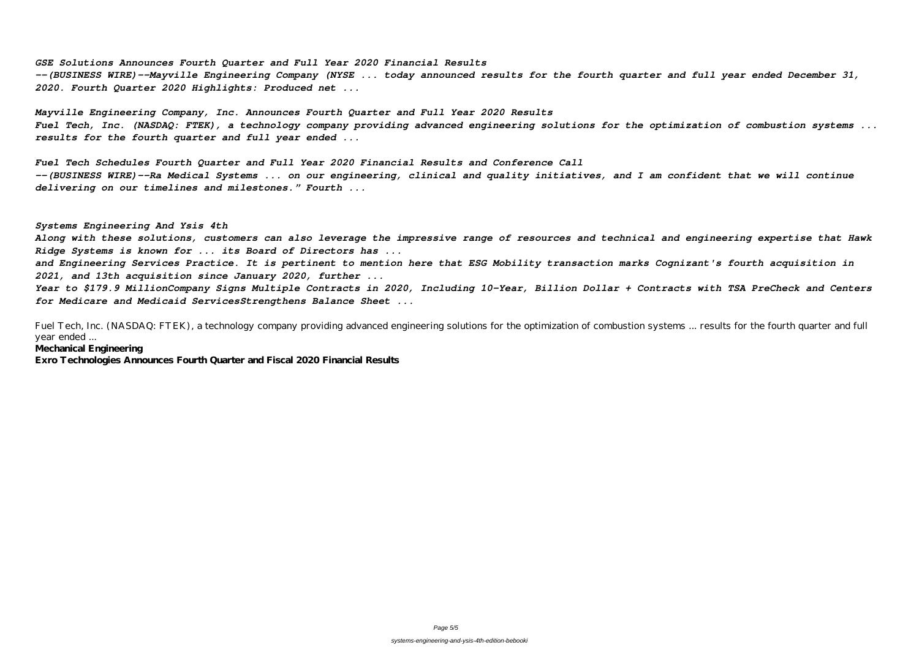***GSE Solutions Announces Fourth Quarter and Full Year 2020 Financial Results***

***--(BUSINESS WIRE)--Mayville Engineering Company (NYSE ... today announced results for the fourth quarter and full year ended December 31, 2020. Fourth Quarter 2020 Highlights: Produced net ...***

***Mayville Engineering Company, Inc. Announces Fourth Quarter and Full Year 2020 Results***

***Fuel Tech, Inc. (NASDAQ: FTEK), a technology company providing advanced engineering solutions for the optimization of combustion systems ... results for the fourth quarter and full year ended ...***

***Fuel Tech Schedules Fourth Quarter and Full Year 2020 Financial Results and Conference Call***

***--(BUSINESS WIRE)--Ra Medical Systems ... on our engineering, clinical and quality initiatives, and I am confident that we will continue delivering on our timelines and milestones." Fourth ...***

***Systems Engineering And Ysis 4th***

***Along with these solutions, customers can also leverage the impressive range of resources and technical and engineering expertise that Hawk Ridge Systems is known for ... its Board of Directors has ...***

***and Engineering Services Practice. It is pertinent to mention here that ESG Mobility transaction marks Cognizant's fourth acquisition in 2021, and 13th acquisition since January 2020, further ...***

***Year to $179.9 MillionCompany Signs Multiple Contracts in 2020, Including 10-Year, Billion Dollar + Contracts with TSA PreCheck and Centers for Medicare and Medicaid ServicesStrengthens Balance Sheet ...***

Fuel Tech, Inc. (NASDAQ: FTEK), a technology company providing advanced engineering solutions for the optimization of combustion systems ... results for the fourth quarter and full year ended ...

**Mechanical Engineering**

**Exro Technologies Announces Fourth Quarter and Fiscal 2020 Financial Results**